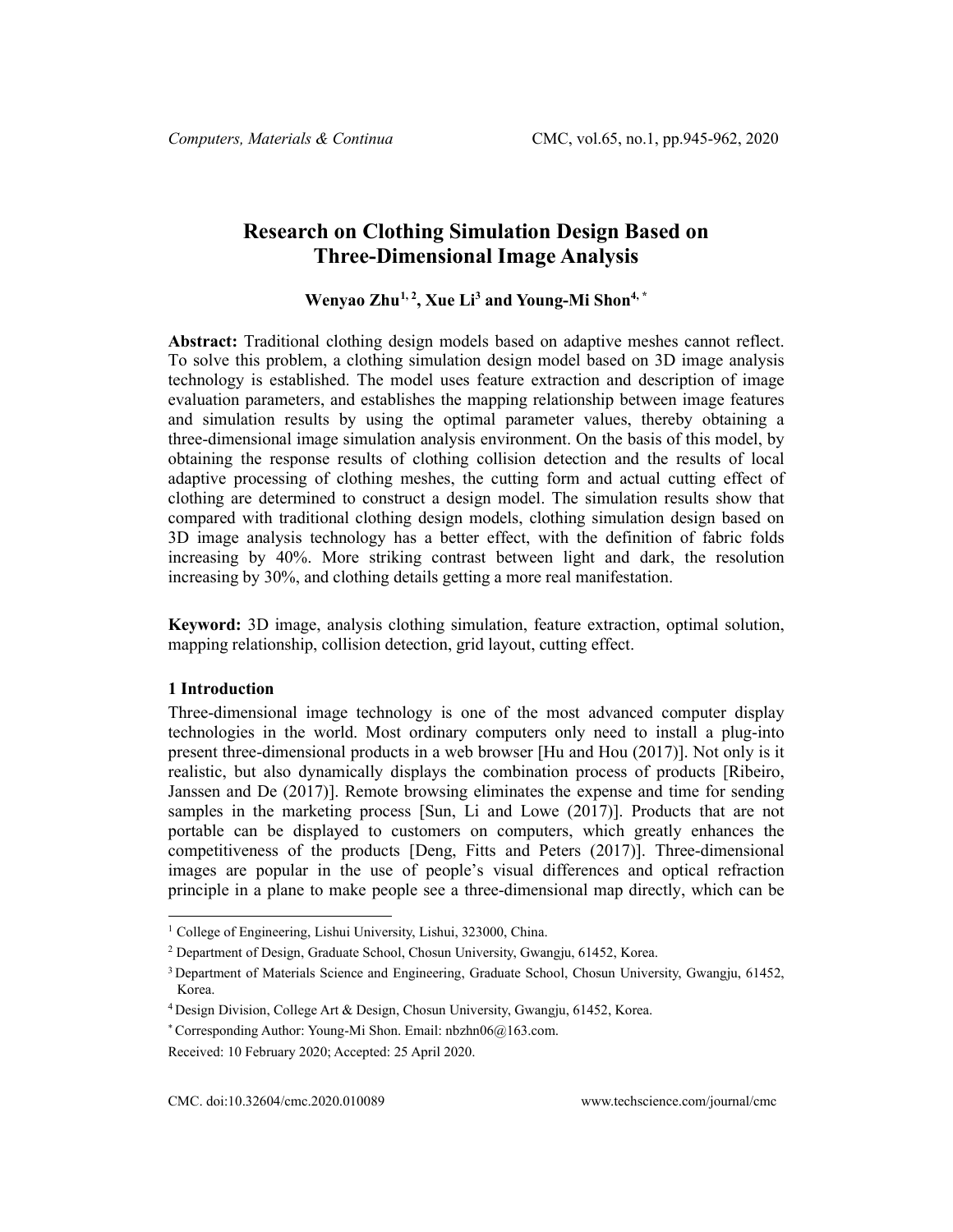# Research on Clothing Simulation Design Based on Three-Dimensional Image Analysis

**Wenyao Zhu[1, 2], Xue Li[3] and Young-Mi Shon[4, *]**

**Abstract:** Traditional clothing design models based on adaptive meshes cannot reflect. To solve this problem, a clothing simulation design model based on 3D image analysis technology is established. The model uses feature extraction and description of image evaluation parameters, and establishes the mapping relationship between image features and simulation results by using the optimal parameter values, thereby obtaining a three-dimensional image simulation analysis environment. On the basis of this model, by obtaining the response results of clothing collision detection and the results of local adaptive processing of clothing meshes, the cutting form and actual cutting effect of clothing are determined to construct a design model. The simulation results show that compared with traditional clothing design models, clothing simulation design based on 3D image analysis technology has a better effect, with the definition of fabric folds increasing by 40%. More striking contrast between light and dark, the resolution increasing by 30%, and clothing details getting a more real manifestation.

**Keyword:** 3D image, analysis clothing simulation, feature extraction, optimal solution, mapping relationship, collision detection, grid layout, cutting effect.

## 1 Introduction

Three-dimensional image technology is one of the most advanced computer display technologies in the world. Most ordinary computers only need to install a plug-into present three-dimensional products in a web browser [Hu and Hou (2017)]. Not only is it realistic, but also dynamically displays the combination process of products [Ribeiro, Janssen and De (2017)]. Remote browsing eliminates the expense and time for sending samples in the marketing process [Sun, Li and Lowe (2017)]. Products that are not portable can be displayed to customers on computers, which greatly enhances the competitiveness of the products [Deng, Fitts and Peters (2017)]. Three-dimensional images are popular in the use of people's visual differences and optical refraction principle in a plane to make people see a three-dimensional map directly, which can be

---

[1] College of Engineering, Lishui University, Lishui, 323000, China.

[2] Department of Design, Graduate School, Chosun University, Gwangju, 61452, Korea.

[3] Department of Materials Science and Engineering, Graduate School, Chosun University, Gwangju, 61452, Korea.

[4] Design Division, College Art & Design, Chosun University, Gwangju, 61452, Korea.

[*] Corresponding Author: Young-Mi Shon. Email: nbzhn06@163.com.

Received: 10 February 2020; Accepted: 25 April 2020.

CMC. doi:10.32604/cmc.2020.010089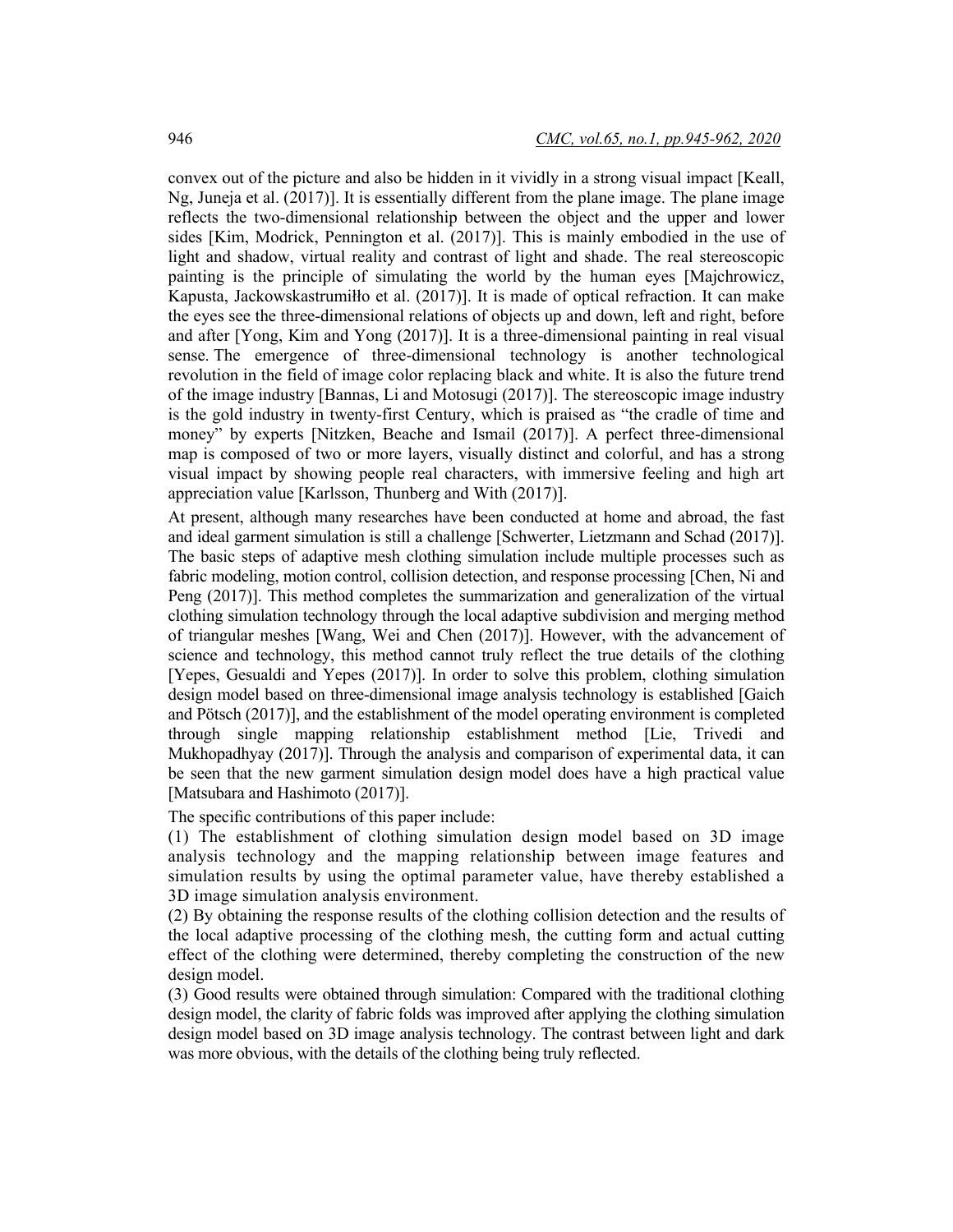convex out of the picture and also be hidden in it vividly in a strong visual impact [Keall, Ng, Juneja et al. (2017)]. It is essentially different from the plane image. The plane image reflects the two-dimensional relationship between the object and the upper and lower sides [Kim, Modrick, Pennington et al. (2017)]. This is mainly embodied in the use of light and shadow, virtual reality and contrast of light and shade. The real stereoscopic painting is the principle of simulating the world by the human eyes [Majchrowicz, Kapusta, Jackowskastrumiłło et al. (2017)]. It is made of optical refraction. It can make the eyes see the three-dimensional relations of objects up and down, left and right, before and after [Yong, Kim and Yong (2017)]. It is a three-dimensional painting in real visual sense. The emergence of three-dimensional technology is another technological revolution in the field of image color replacing black and white. It is also the future trend of the image industry [Bannas, Li and Motosugi (2017)]. The stereoscopic image industry is the gold industry in twenty-first Century, which is praised as "the cradle of time and money" by experts [Nitzken, Beache and Ismail (2017)]. A perfect three-dimensional map is composed of two or more layers, visually distinct and colorful, and has a strong visual impact by showing people real characters, with immersive feeling and high art appreciation value [Karlsson, Thunberg and With (2017)].

At present, although many researches have been conducted at home and abroad, the fast and ideal garment simulation is still a challenge [Schwerter, Lietzmann and Schad (2017)]. The basic steps of adaptive mesh clothing simulation include multiple processes such as fabric modeling, motion control, collision detection, and response processing [Chen, Ni and Peng (2017)]. This method completes the summarization and generalization of the virtual clothing simulation technology through the local adaptive subdivision and merging method of triangular meshes [Wang, Wei and Chen (2017)]. However, with the advancement of science and technology, this method cannot truly reflect the true details of the clothing [Yepes, Gesualdi and Yepes (2017)]. In order to solve this problem, clothing simulation design model based on three-dimensional image analysis technology is established [Gaich and Pötsch (2017)], and the establishment of the model operating environment is completed through single mapping relationship establishment method [Lie, Trivedi and Mukhopadhyay (2017)]. Through the analysis and comparison of experimental data, it can be seen that the new garment simulation design model does have a high practical value [Matsubara and Hashimoto (2017)].

The specific contributions of this paper include:

(1) The establishment of clothing simulation design model based on 3D image analysis technology and the mapping relationship between image features and simulation results by using the optimal parameter value, have thereby established a 3D image simulation analysis environment.

(2) By obtaining the response results of the clothing collision detection and the results of the local adaptive processing of the clothing mesh, the cutting form and actual cutting effect of the clothing were determined, thereby completing the construction of the new design model.

(3) Good results were obtained through simulation: Compared with the traditional clothing design model, the clarity of fabric folds was improved after applying the clothing simulation design model based on 3D image analysis technology. The contrast between light and dark was more obvious, with the details of the clothing being truly reflected.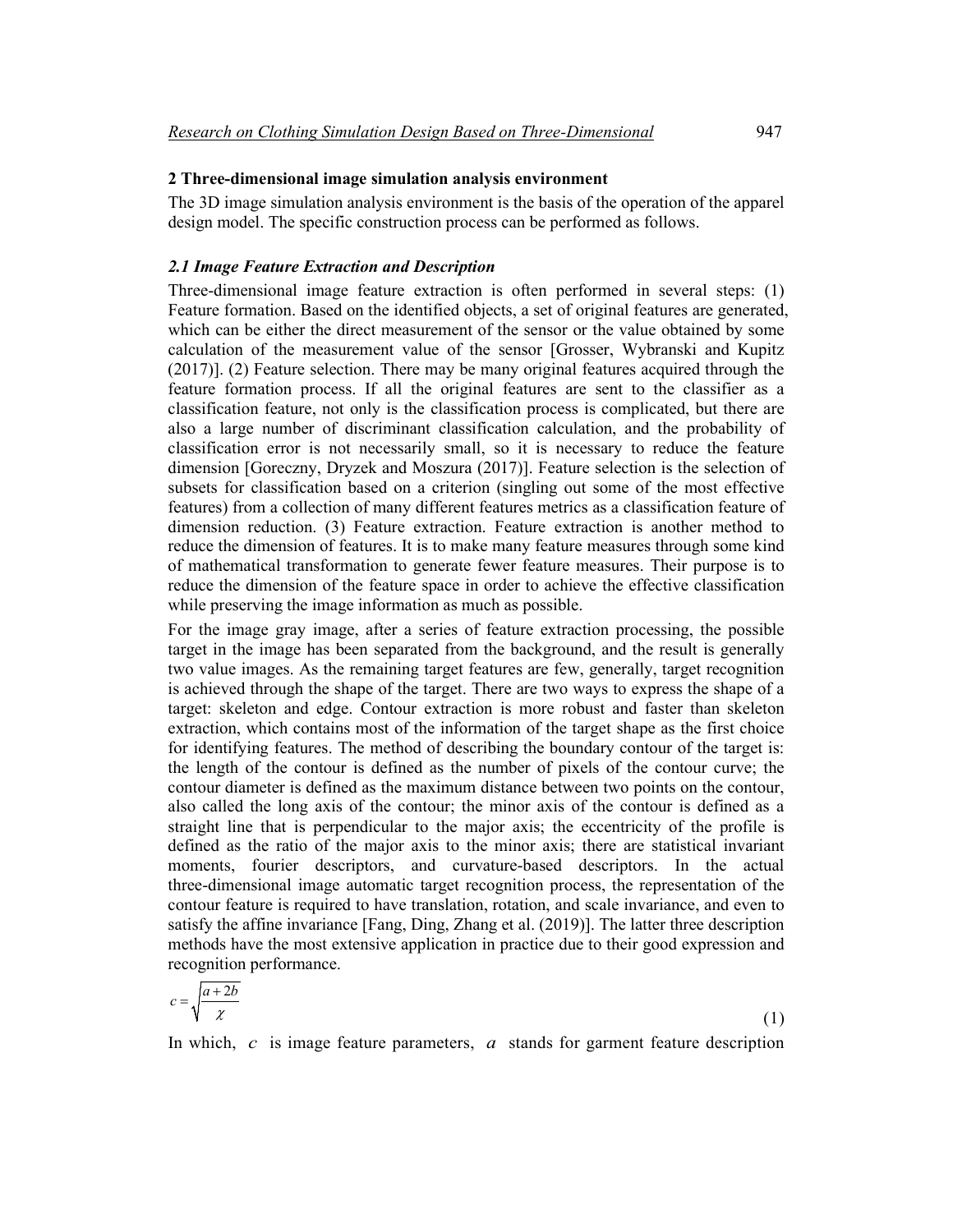## 2 Three-dimensional image simulation analysis environment

The 3D image simulation analysis environment is the basis of the operation of the apparel design model. The specific construction process can be performed as follows.

### *2.1 Image Feature Extraction and Description*

Three-dimensional image feature extraction is often performed in several steps: (1) Feature formation. Based on the identified objects, a set of original features are generated, which can be either the direct measurement value of the sensor or the value obtained by some calculation of the measurement value of the sensor [Grosser, Wybranski and Kupitz (2017)]. (2) Feature selection. There may be many original features acquired through the feature formation process. If all the original features are sent to the classifier as a classification feature, not only is the classification process is complicated, but there are also a large number of discriminant classification calculation, and the probability of classification error is not necessarily small, so it is necessary to reduce the feature dimension [Goreczny, Dryzek and Moszura (2017)]. Feature selection is the selection of subsets for classification based on a criterion (singling out some of the most effective features) from a collection of many different features metrics as a classification feature of dimension reduction. (3) Feature extraction. Feature extraction is another method to reduce the dimension of features. It is to make many feature measures through some kind of mathematical transformation to generate fewer feature measures. Their purpose is to reduce the dimension of the feature space in order to achieve the effective classification while preserving the image information as much as possible.

For the image gray image, after a series of feature extraction processing, the possible target in the image has been separated from the background, and the result is generally two value images. As the remaining target features are few, generally, target recognition is achieved through the shape of the target. There are two ways to express the shape of a target: skeleton and edge. Contour extraction is more robust and faster than skeleton extraction, which contains most of the information of the target shape as the first choice for identifying features. The method of describing the boundary contour of the target is: the length of the contour is defined as the number of pixels of the contour curve; the contour diameter is defined as the maximum distance between two points on the contour, also called the long axis of the contour; the minor axis of the contour is defined as a straight line that is perpendicular to the major axis; the eccentricity of the profile is defined as the ratio of the major axis to the minor axis; there are statistical invariant moments, fourier descriptors, and curvature-based descriptors. In the actual three-dimensional image automatic target recognition process, the representation of the contour feature is required to have translation, rotation, and scale invariance, and even to satisfy the affine invariance [Fang, Ding, Zhang et al. (2019)]. The latter three description methods have the most extensive application in practice due to their good expression and recognition performance.

$$c = \sqrt{\frac{a+2b}{\chi}} \tag{1}$$

In which, $c$ is image feature parameters, $a$ stands for garment feature description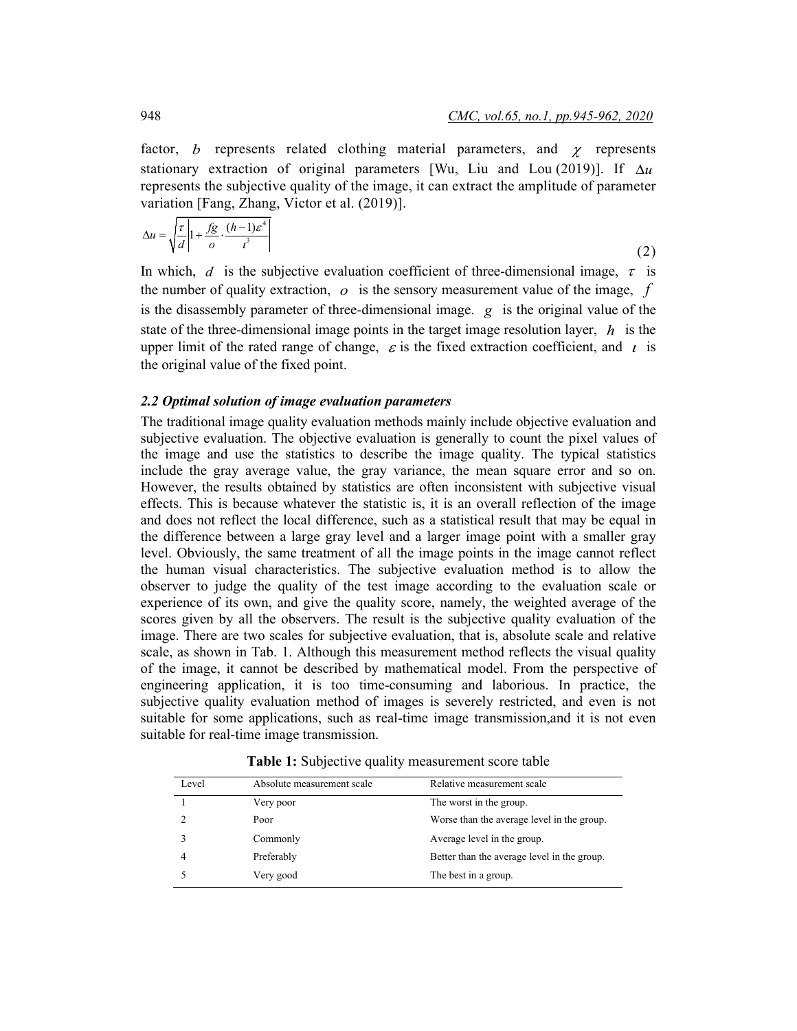factor, $b$ represents related clothing material parameters, and $\chi$ represents stationary extraction of original parameters [Wu, Liu and Lou (2019)]. If $\Delta u$ represents the subjective quality of the image, it can extract the amplitude of parameter variation [Fang, Zhang, Victor et al. (2019)].

$$\Delta u = \sqrt{\frac{\tau}{d}\left|1 + \frac{fg}{o} \cdot \frac{(h-1)\varepsilon^4}{\iota^3}\right|} \tag{2}$$

In which, $d$ is the subjective evaluation coefficient of three-dimensional image, $\tau$ is the number of quality extraction, $o$ is the sensory measurement value of the image, $f$ is the disassembly parameter of three-dimensional image. $g$ is the original value of the state of the three-dimensional image points in the target image resolution layer, $h$ is the upper limit of the rated range of change, $\varepsilon$ is the fixed extraction coefficient, and $\iota$ is the original value of the fixed point.

### *2.2 Optimal solution of image evaluation parameters*

The traditional image quality evaluation methods mainly include objective evaluation and subjective evaluation. The objective evaluation is generally to count the pixel values of the image and use the statistics to describe the image quality. The typical statistics include the gray average value, the gray variance, the mean square error and so on. However, the results obtained by statistics are often inconsistent with subjective visual effects. This is because whatever the statistic is, it is an overall reflection of the image and does not reflect the local difference, such as a statistical result that may be equal in the difference between a large gray level and a larger image point with a smaller gray level. Obviously, the same treatment of all the image points in the image cannot reflect the human visual characteristics. The subjective evaluation method is to allow the observer to judge the quality of the test image according to the evaluation scale or experience of its own, and give the quality score, namely, the weighted average of the scores given by all the observers. The result is the subjective quality evaluation of the image. There are two scales for subjective evaluation, that is, absolute scale and relative scale, as shown in Tab. 1. Although this measurement method reflects the visual quality of the image, it cannot be described by mathematical model. From the perspective of engineering application, it is too time-consuming and laborious. In practice, the subjective quality evaluation method of images is severely restricted, and even is not suitable for some applications, such as real-time image transmission,and it is not even suitable for real-time image transmission.

**Table 1:** Subjective quality measurement score table

| Level | Absolute measurement scale | Relative measurement scale |
|---|---|---|
| 1 | Very poor | The worst in the group. |
| 2 | Poor | Worse than the average level in the group. |
| 3 | Commonly | Average level in the group. |
| 4 | Preferably | Better than the average level in the group. |
| 5 | Very good | The best in a group. |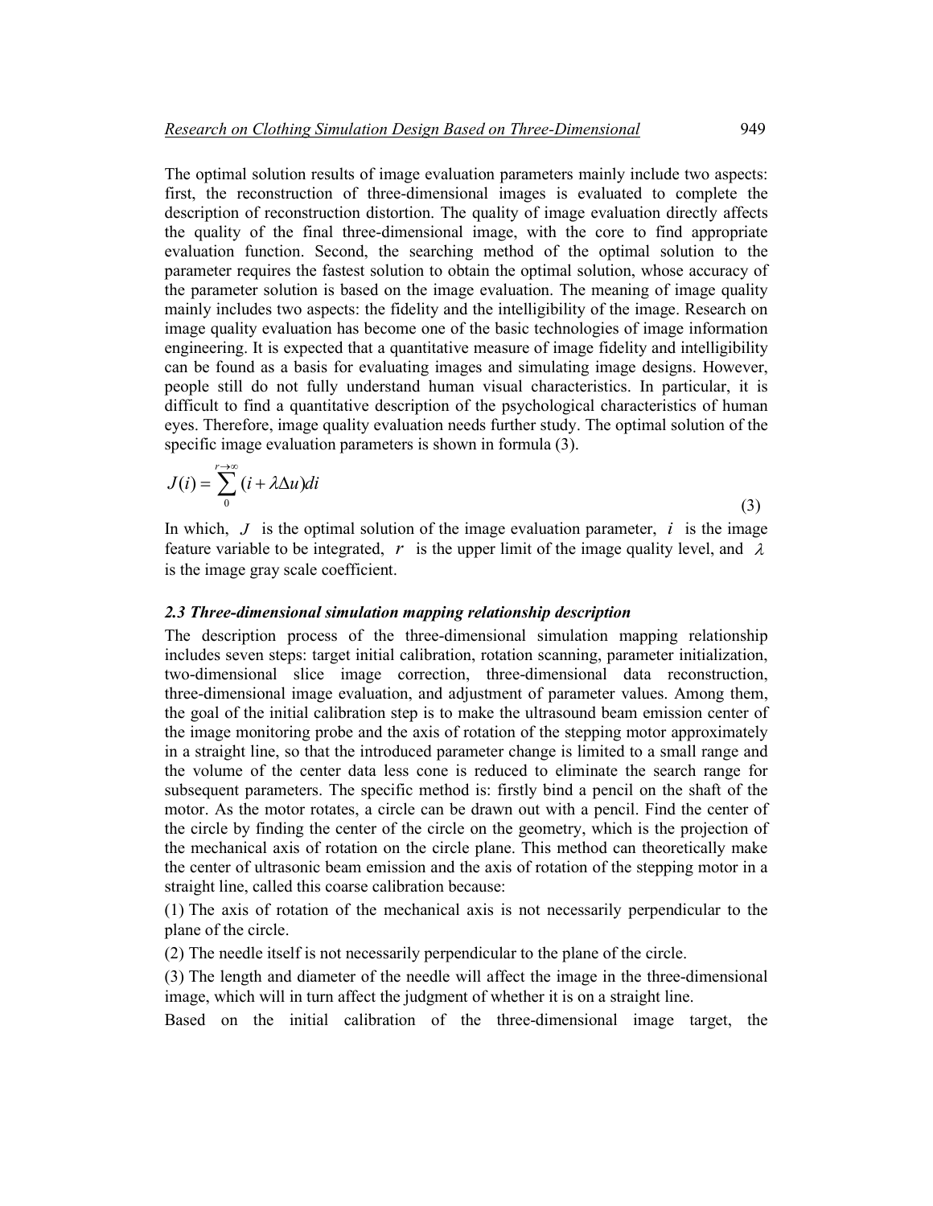The optimal solution results of image evaluation parameters mainly include two aspects: first, the reconstruction of three-dimensional images is evaluated to complete the description of reconstruction distortion. The quality of image evaluation directly affects the quality of the final three-dimensional image, with the core to find appropriate evaluation function. Second, the searching method of the optimal solution to the parameter requires the fastest solution to obtain the optimal solution, whose accuracy of the parameter solution is based on the image evaluation. The meaning of image quality mainly includes two aspects: the fidelity and the intelligibility of the image. Research on image quality evaluation has become one of the basic technologies of image information engineering. It is expected that a quantitative measure of image fidelity and intelligibility can be found as a basis for evaluating images and simulating image designs. However, people still do not fully understand human visual characteristics. In particular, it is difficult to find a quantitative description of the psychological characteristics of human eyes. Therefore, image quality evaluation needs further study. The optimal solution of the specific image evaluation parameters is shown in formula (3).

$$J(i) = \sum_{0}^{r \to \infty} (i + \lambda \Delta u) di \tag{3}$$

In which, $J$ is the optimal solution of the image evaluation parameter, $i$ is the image feature variable to be integrated, $r$ is the upper limit of the image quality level, and $\lambda$ is the image gray scale coefficient.

### *2.3 Three-dimensional simulation mapping relationship description*

The description process of the three-dimensional simulation mapping relationship includes seven steps: target initial calibration, rotation scanning, parameter initialization, two-dimensional slice image correction, three-dimensional data reconstruction, three-dimensional image evaluation, and adjustment of parameter values. Among them, the goal of the initial calibration step is to make the ultrasound beam emission center of the image monitoring probe and the axis of rotation of the stepping motor approximately in a straight line, so that the introduced parameter change is limited to a small range and the volume of the center data less cone is reduced to eliminate the search range for subsequent parameters. The specific method is: firstly bind a pencil on the shaft of the motor. As the motor rotates, a circle can be drawn out with a pencil. Find the center of the circle by finding the center of the circle on the geometry, which is the projection of the mechanical axis of rotation on the circle plane. This method can theoretically make the center of ultrasonic beam emission and the axis of rotation of the stepping motor in a straight line, called this coarse calibration because:

(1) The axis of rotation of the mechanical axis is not necessarily perpendicular to the plane of the circle.

(2) The needle itself is not necessarily perpendicular to the plane of the circle.

(3) The length and diameter of the needle will affect the image in the three-dimensional image, which will in turn affect the judgment of whether it is on a straight line.

Based on the initial calibration of the three-dimensional image target, the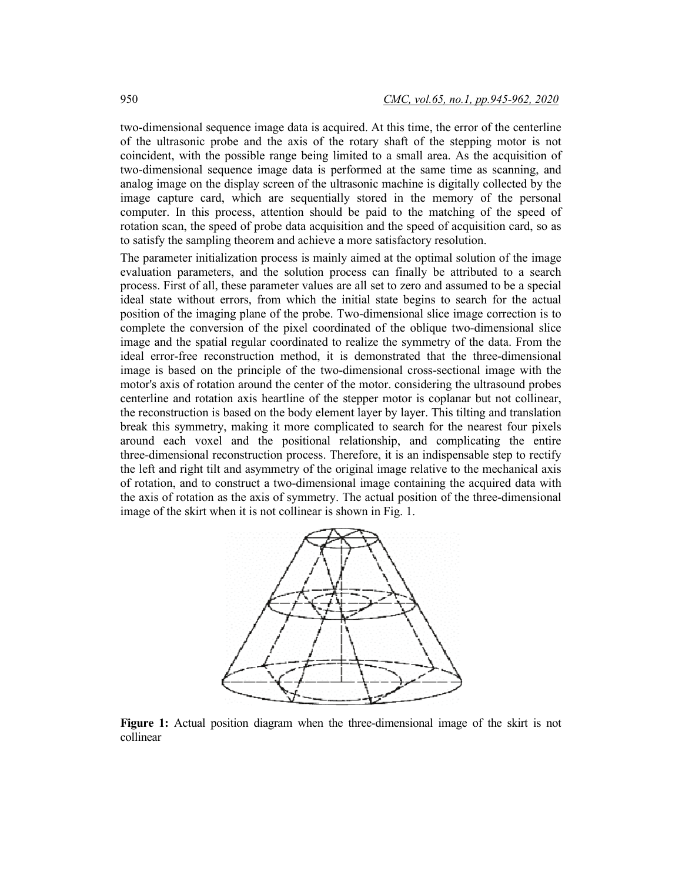two-dimensional sequence image data is acquired. At this time, the error of the centerline of the ultrasonic probe and the axis of the rotary shaft of the stepping motor is not coincident, with the possible range being limited to a small area. As the acquisition of two-dimensional sequence image data is performed at the same time as scanning, and analog image on the display screen of the ultrasonic machine is digitally collected by the image capture card, which are sequentially stored in the memory of the personal computer. In this process, attention should be paid to the matching of the speed of rotation scan, the speed of probe data acquisition and the speed of acquisition card, so as to satisfy the sampling theorem and achieve a more satisfactory resolution.

The parameter initialization process is mainly aimed at the optimal solution of the image evaluation parameters, and the solution process can finally be attributed to a search process. First of all, these parameter values are all set to zero and assumed to be a special ideal state without errors, from which the initial state begins to search for the actual position of the imaging plane of the probe. Two-dimensional slice image correction is to complete the conversion of the pixel coordinated of the oblique two-dimensional slice image and the spatial regular coordinated to realize the symmetry of the data. From the ideal error-free reconstruction method, it is demonstrated that the three-dimensional image is based on the principle of the two-dimensional cross-sectional image with the motor's axis of rotation around the center of the motor. considering the ultrasound probes centerline and rotation axis heartline of the stepper motor is coplanar but not collinear, the reconstruction is based on the body element layer by layer. This tilting and translation break this symmetry, making it more complicated to search for the nearest four pixels around each voxel and the positional relationship, and complicating the entire three-dimensional reconstruction process. Therefore, it is an indispensable step to rectify the left and right tilt and asymmetry of the original image relative to the mechanical axis of rotation, and to construct a two-dimensional image containing the acquired data with the axis of rotation as the axis of symmetry. The actual position of the three-dimensional image of the skirt when it is not collinear is shown in Fig. 1.

**Figure 1:** Actual position diagram when the three-dimensional image of the skirt is not collinear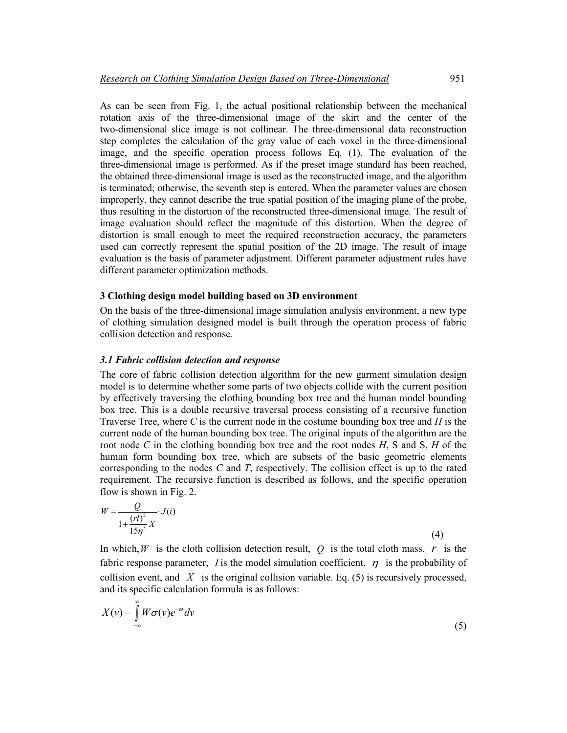As can be seen from Fig. 1, the actual positional relationship between the mechanical rotation axis of the three-dimensional image of the skirt and the center of the two-dimensional slice image is not collinear. The three-dimensional data reconstruction step completes the calculation of the gray value of each voxel in the three-dimensional image, and the specific operation process follows Eq. (1). The evaluation of the three-dimensional image is performed. As if the preset image standard has been reached, the obtained three-dimensional image is used as the reconstructed image, and the algorithm is terminated; otherwise, the seventh step is entered. When the parameter values are chosen improperly, they cannot describe the true spatial position of the imaging plane of the probe, thus resulting in the distortion of the reconstructed three-dimensional image. The result of image evaluation should reflect the magnitude of this distortion. When the degree of distortion is small enough to meet the required reconstruction accuracy, the parameters used can correctly represent the spatial position of the 2D image. The result of image evaluation is the basis of parameter adjustment. Different parameter adjustment rules have different parameter optimization methods.

## 3 Clothing design model building based on 3D environment

On the basis of the three-dimensional image simulation analysis environment, a new type of clothing simulation designed model is built through the operation process of fabric collision detection and response.

### *3.1 Fabric collision detection and response*

The core of fabric collision detection algorithm for the new garment simulation design model is to determine whether some parts of two objects collide with the current position by effectively traversing the clothing bounding box tree and the human model bounding box tree. This is a double recursive traversal process consisting of a recursive function Traverse Tree, where *C* is the current node in the costume bounding box tree and *H* is the current node of the human bounding box tree. The original inputs of the algorithm are the root node *C* in the clothing bounding box tree and the root nodes *H*, S and S, *H* of the human form bounding box tree, which are subsets of the basic geometric elements corresponding to the nodes *C* and *T*, respectively. The collision effect is up to the rated requirement. The recursive function is described as follows, and the specific operation flow is shown in Fig. 2.

$$W = \frac{Q}{1 + \frac{(rl)^2}{15\eta^3} X} \cdot J(i) \tag{4}$$

In which, $W$ is the cloth collision detection result, $Q$ is the total cloth mass, $r$ is the fabric response parameter, $l$ is the model simulation coefficient, $\eta$ is the probability of collision event, and $X$ is the original collision variable. Eq. (5) is recursively processed, and its specific calculation formula is as follows:

$$X(v) = \int_{-\infty}^{\infty} W\sigma(v)e^{-\varpi} dv \tag{5}$$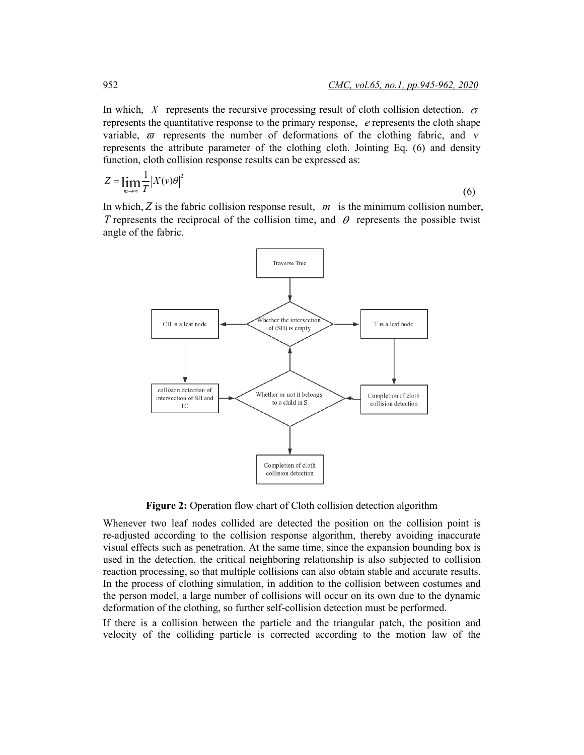In which, $X$ represents the recursive processing result of cloth collision detection, $\sigma$ represents the quantitative response to the primary response, $e$ represents the cloth shape variable, $\varpi$ represents the number of deformations of the clothing fabric, and $v$ represents the attribute parameter of the clothing cloth. Jointing Eq. (6) and density function, cloth collision response results can be expressed as:

$$Z = \lim_{m \to \infty} \frac{1}{T} \left| X(v)\theta \right|^2 \tag{6}$$

In which, $Z$ is the fabric collision response result, $m$ is the minimum collision number, $T$ represents the reciprocal of the collision time, and $\theta$ represents the possible twist angle of the fabric.

**Figure 2:** Operation flow chart of Cloth collision detection algorithm

Whenever two leaf nodes collided are detected the position on the collision point is re-adjusted according to the collision response algorithm, thereby avoiding inaccurate visual effects such as penetration. At the same time, since the expansion bounding box is used in the detection, the critical neighboring relationship is also subjected to collision reaction processing, so that multiple collisions can also obtain stable and accurate results. In the process of clothing simulation, in addition to the collision between costumes and the person model, a large number of collisions will occur on its own due to the dynamic deformation of the clothing, so further self-collision detection must be performed.

If there is a collision between the particle and the triangular patch, the position and velocity of the colliding particle is corrected according to the motion law of the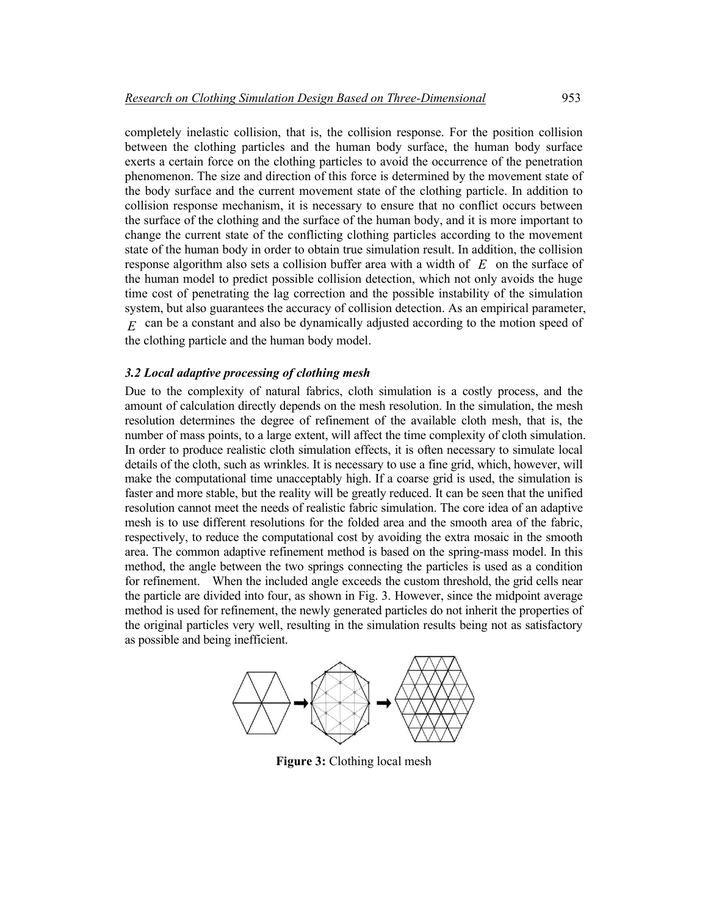completely inelastic collision, that is, the collision response. For the position collision between the clothing particles and the human body surface, the human body surface exerts a certain force on the clothing particles to avoid the occurrence of the penetration phenomenon. The size and direction of this force is determined by the movement state of the body surface and the current movement state of the clothing particle. In addition to collision response mechanism, it is necessary to ensure that no conflict occurs between the surface of the clothing and the surface of the human body, and it is more important to change the current state of the conflicting clothing particles according to the movement state of the human body in order to obtain true simulation result. In addition, the collision response algorithm also sets a collision buffer area with a width of $E$ on the surface of the human model to predict possible collision detection, which not only avoids the huge time cost of penetrating the lag correction and the possible instability of the simulation system, but also guarantees the accuracy of collision detection. As an empirical parameter, $E$ can be a constant and also be dynamically adjusted according to the motion speed of the clothing particle and the human body model.

### *3.2 Local adaptive processing of clothing mesh*

Due to the complexity of natural fabrics, cloth simulation is a costly process, and the amount of calculation directly depends on the mesh resolution. In the simulation, the mesh resolution determines the degree of refinement of the available cloth mesh, that is, the number of mass points, to a large extent, will affect the time complexity of cloth simulation. In order to produce realistic cloth simulation effects, it is often necessary to simulate local details of the cloth, such as wrinkles. It is necessary to use a fine grid, which, however, will make the computational time unacceptably high. If a coarse grid is used, the simulation is faster and more stable, but the reality will be greatly reduced. It can be seen that the unified resolution cannot meet the needs of realistic fabric simulation. The core idea of an adaptive mesh is to use different resolutions for the folded area and the smooth area of the fabric, respectively, to reduce the computational cost by avoiding the extra mosaic in the smooth area. The common adaptive refinement method is based on the spring-mass model. In this method, the angle between the two springs connecting the particles is used as a condition for refinement. When the included angle exceeds the custom threshold, the grid cells near the particle are divided into four, as shown in Fig. 3. However, since the midpoint average method is used for refinement, the newly generated particles do not inherit the properties of the original particles very well, resulting in the simulation results being not as satisfactory as possible and being inefficient.

**Figure 3:** Clothing local mesh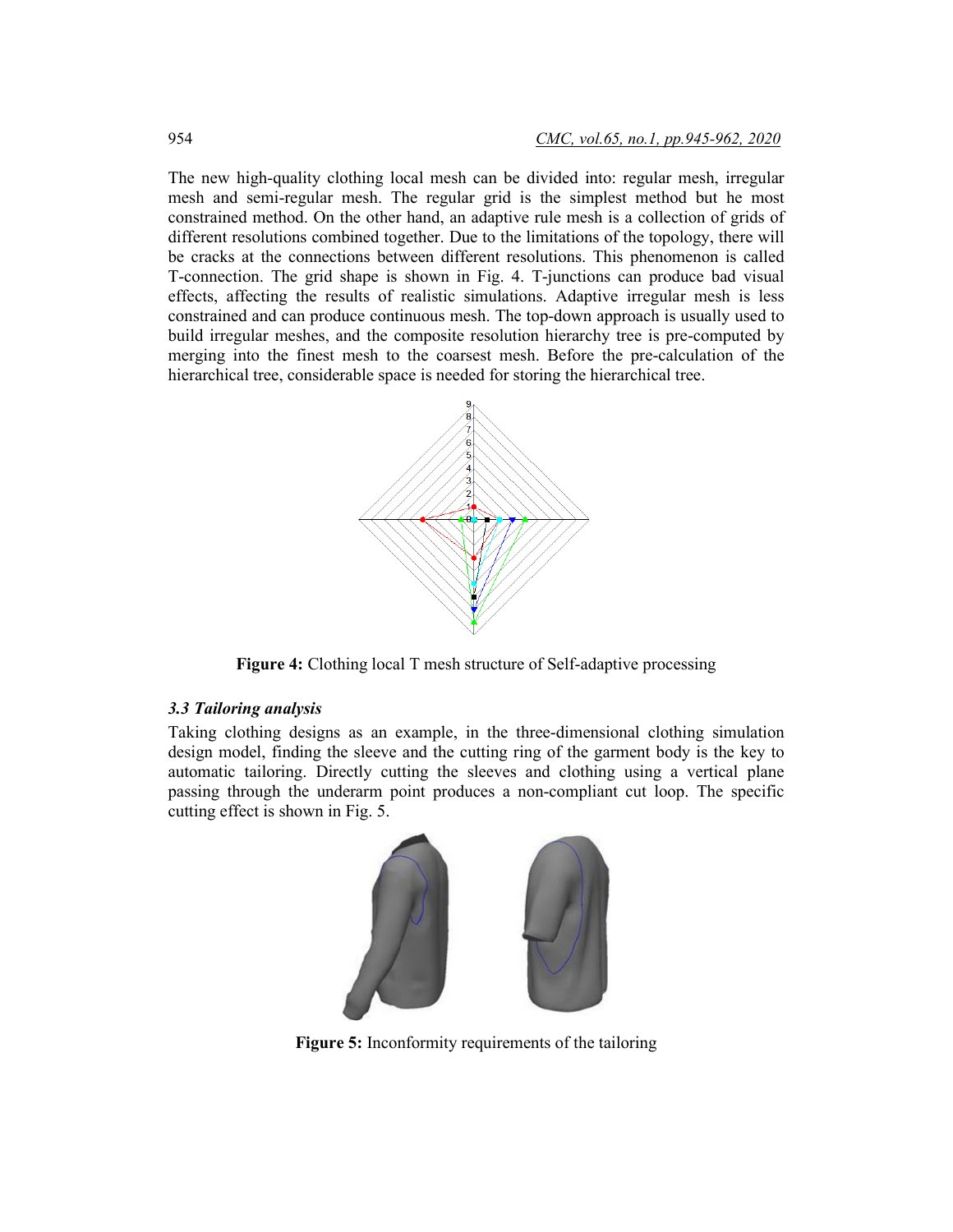The new high-quality clothing local mesh can be divided into: regular mesh, irregular mesh and semi-regular mesh. The regular grid is the simplest method but he most constrained method. On the other hand, an adaptive rule mesh is a collection of grids of different resolutions combined together. Due to the limitations of the topology, there will be cracks at the connections between different resolutions. This phenomenon is called T-connection. The grid shape is shown in Fig. 4. T-junctions can produce bad visual effects, affecting the results of realistic simulations. Adaptive irregular mesh is less constrained and can produce continuous mesh. The top-down approach is usually used to build irregular meshes, and the composite resolution hierarchy tree is pre-computed by merging into the finest mesh to the coarsest mesh. Before the pre-calculation of the hierarchical tree, considerable space is needed for storing the hierarchical tree.

**Figure 4:** Clothing local T mesh structure of Self-adaptive processing

### *3.3 Tailoring analysis*

Taking clothing designs as an example, in the three-dimensional clothing simulation design model, finding the sleeve and the cutting ring of the garment body is the key to automatic tailoring. Directly cutting the sleeves and clothing using a vertical plane passing through the underarm point produces a non-compliant cut loop. The specific cutting effect is shown in Fig. 5.

**Figure 5:** Inconformity requirements of the tailoring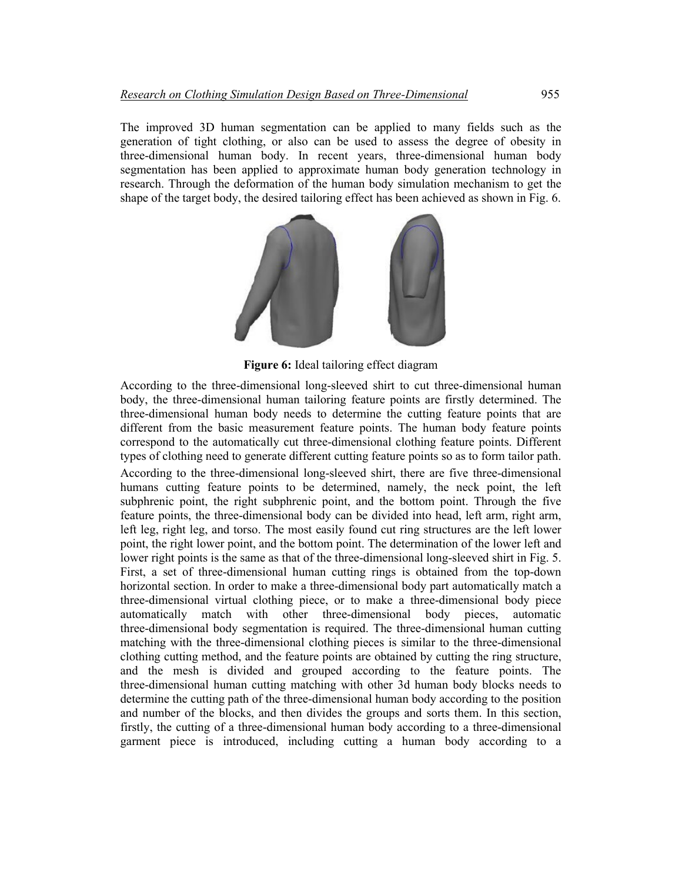The improved 3D human segmentation can be applied to many fields such as the generation of tight clothing, or also can be used to assess the degree of obesity in three-dimensional human body. In recent years, three-dimensional human body segmentation has been applied to approximate human body generation technology in research. Through the deformation of the human body simulation mechanism to get the shape of the target body, the desired tailoring effect has been achieved as shown in Fig. 6.

**Figure 6:** Ideal tailoring effect diagram

According to the three-dimensional long-sleeved shirt to cut three-dimensional human body, the three-dimensional human tailoring feature points are firstly determined. The three-dimensional human body needs to determine the cutting feature points that are different from the basic measurement feature points. The human body feature points correspond to the automatically cut three-dimensional clothing feature points. Different types of clothing need to generate different cutting feature points so as to form tailor path.

According to the three-dimensional long-sleeved shirt, there are five three-dimensional humans cutting feature points to be determined, namely, the neck point, the left subphrenic point, the right subphrenic point, and the bottom point. Through the five feature points, the three-dimensional body can be divided into head, left arm, right arm, left leg, right leg, and torso. The most easily found cut ring structures are the left lower point, the right lower point, and the bottom point. The determination of the lower left and lower right points is the same as that of the three-dimensional long-sleeved shirt in Fig. 5. First, a set of three-dimensional human cutting rings is obtained from the top-down horizontal section. In order to make a three-dimensional body part automatically match a three-dimensional virtual clothing piece, or to make a three-dimensional body piece automatically match with other three-dimensional body pieces, automatic three-dimensional body segmentation is required. The three-dimensional human cutting matching with the three-dimensional clothing pieces is similar to the three-dimensional clothing cutting method, and the feature points are obtained by cutting the ring structure, and the mesh is divided and grouped according to the feature points. The three-dimensional human cutting matching with other 3d human body blocks needs to determine the cutting path of the three-dimensional human body according to the position and number of the blocks, and then divides the groups and sorts them. In this section, firstly, the cutting of a three-dimensional human body according to a three-dimensional garment piece is introduced, including cutting a human body according to a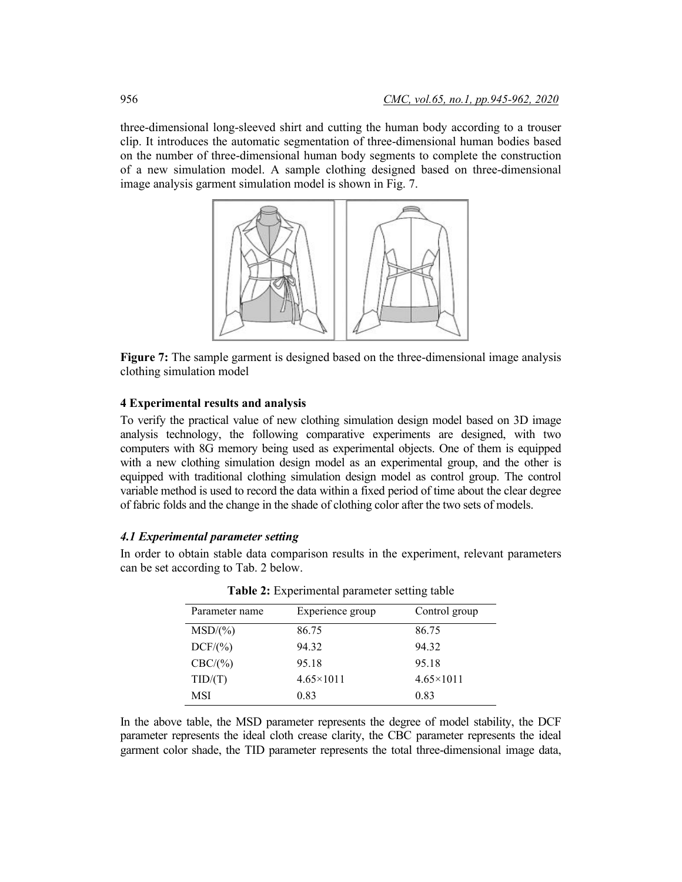three-dimensional long-sleeved shirt and cutting the human body according to a trouser clip. It introduces the automatic segmentation of three-dimensional human bodies based on the number of three-dimensional human body segments to complete the construction of a new simulation model. A sample clothing designed based on three-dimensional image analysis garment simulation model is shown in Fig. 7.

**Figure 7:** The sample garment is designed based on the three-dimensional image analysis clothing simulation model

### 4 Experimental results and analysis

To verify the practical value of new clothing simulation design model based on 3D image analysis technology, the following comparative experiments are designed, with two computers with 8G memory being used as experimental objects. One of them is equipped with a new clothing simulation design model as an experimental group, and the other is equipped with traditional clothing simulation design model as control group. The control variable method is used to record the data within a fixed period of time about the clear degree of fabric folds and the change in the shade of clothing color after the two sets of models.

#### *4.1 Experimental parameter setting*

In order to obtain stable data comparison results in the experiment, relevant parameters can be set according to Tab. 2 below.

**Table 2:** Experimental parameter setting table

| Parameter name | Experience group | Control group |
|---|---|---|
| MSD/(%) | 86.75 | 86.75 |
| DCF/(%) | 94.32 | 94.32 |
| CBC/(%) | 95.18 | 95.18 |
| TID/(T) | 4.65×1011 | 4.65×1011 |
| MSI | 0.83 | 0.83 |

In the above table, the MSD parameter represents the degree of model stability, the DCF parameter represents the ideal cloth crease clarity, the CBC parameter represents the ideal garment color shade, the TID parameter represents the total three-dimensional image data,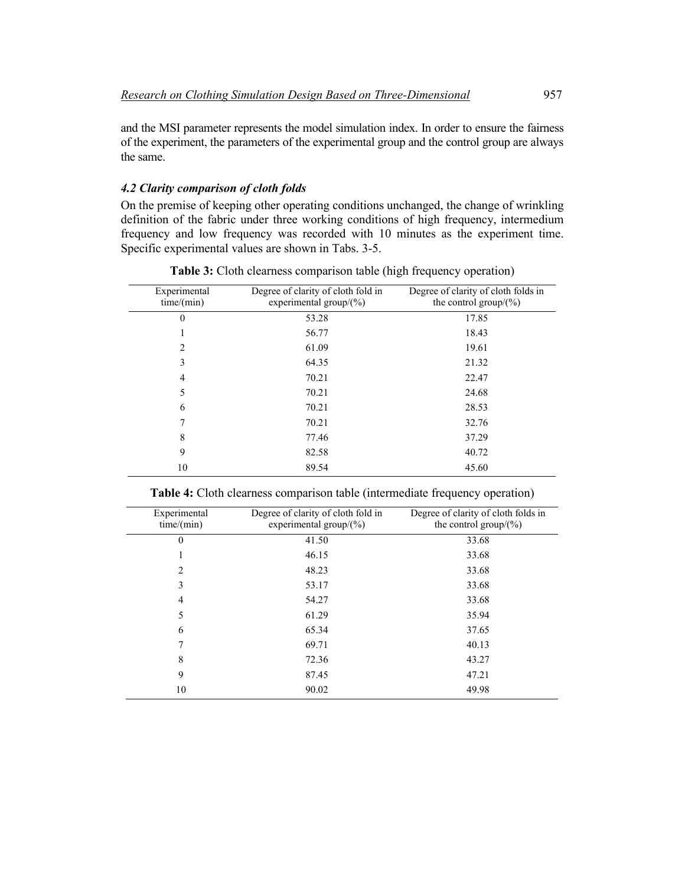and the MSI parameter represents the model simulation index. In order to ensure the fairness of the experiment, the parameters of the experimental group and the control group are always the same.

### *4.2 Clarity comparison of cloth folds*

On the premise of keeping other operating conditions unchanged, the change of wrinkling definition of the fabric under three working conditions of high frequency, intermedium frequency and low frequency was recorded with 10 minutes as the experiment time. Specific experimental values are shown in Tabs. 3-5.

**Table 3:** Cloth clearness comparison table (high frequency operation)

| Experimental time/(min) | Degree of clarity of cloth fold in experimental group/(%) | Degree of clarity of cloth folds in the control group/(%) |
|---|---|---|
| 0 | 53.28 | 17.85 |
| 1 | 56.77 | 18.43 |
| 2 | 61.09 | 19.61 |
| 3 | 64.35 | 21.32 |
| 4 | 70.21 | 22.47 |
| 5 | 70.21 | 24.68 |
| 6 | 70.21 | 28.53 |
| 7 | 70.21 | 32.76 |
| 8 | 77.46 | 37.29 |
| 9 | 82.58 | 40.72 |
| 10 | 89.54 | 45.60 |

**Table 4:** Cloth clearness comparison table (intermediate frequency operation)

| Experimental time/(min) | Degree of clarity of cloth fold in experimental group/(%) | Degree of clarity of cloth folds in the control group/(%) |
|---|---|---|
| 0 | 41.50 | 33.68 |
| 1 | 46.15 | 33.68 |
| 2 | 48.23 | 33.68 |
| 3 | 53.17 | 33.68 |
| 4 | 54.27 | 33.68 |
| 5 | 61.29 | 35.94 |
| 6 | 65.34 | 37.65 |
| 7 | 69.71 | 40.13 |
| 8 | 72.36 | 43.27 |
| 9 | 87.45 | 47.21 |
| 10 | 90.02 | 49.98 |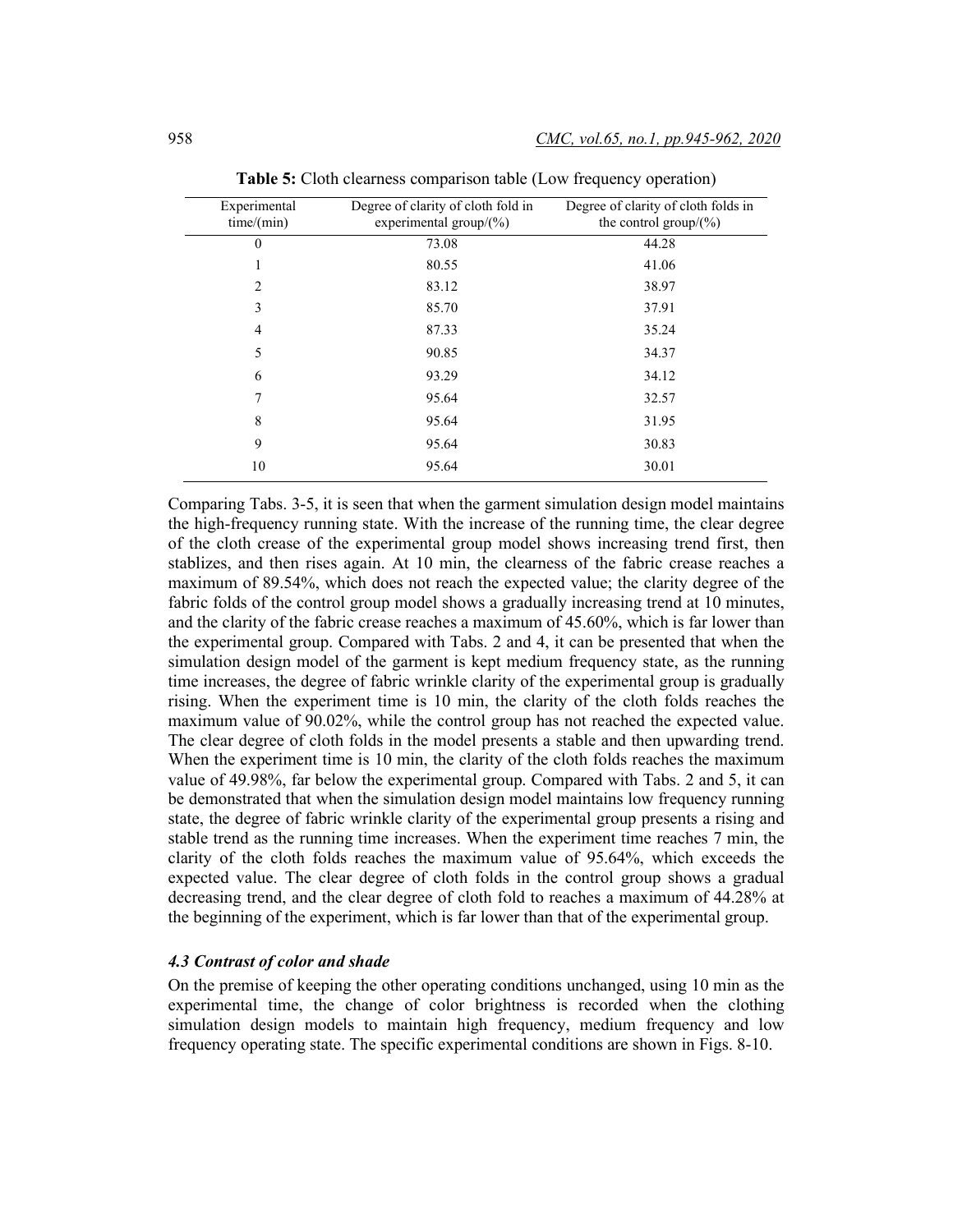**Table 5:** Cloth clearness comparison table (Low frequency operation)

| Experimental time/(min) | Degree of clarity of cloth fold in experimental group/(%) | Degree of clarity of cloth folds in the control group/(%) |
|---|---|---|
| 0 | 73.08 | 44.28 |
| 1 | 80.55 | 41.06 |
| 2 | 83.12 | 38.97 |
| 3 | 85.70 | 37.91 |
| 4 | 87.33 | 35.24 |
| 5 | 90.85 | 34.37 |
| 6 | 93.29 | 34.12 |
| 7 | 95.64 | 32.57 |
| 8 | 95.64 | 31.95 |
| 9 | 95.64 | 30.83 |
| 10 | 95.64 | 30.01 |

Comparing Tabs. 3-5, it is seen that when the garment simulation design model maintains the high-frequency running state. With the increase of the running time, the clear degree of the cloth crease of the experimental group model shows increasing trend first, then stablizes, and then rises again. At 10 min, the clearness of the fabric crease reaches a maximum of 89.54%, which does not reach the expected value; the clarity degree of the fabric folds of the control group model shows a gradually increasing trend at 10 minutes, and the clarity of the fabric crease reaches a maximum of 45.60%, which is far lower than the experimental group. Compared with Tabs. 2 and 4, it can be presented that when the simulation design model of the garment is kept medium frequency state, as the running time increases, the degree of fabric wrinkle clarity of the experimental group is gradually rising. When the experiment time is 10 min, the clarity of the cloth folds reaches the maximum value of 90.02%, while the control group has not reached the expected value. The clear degree of cloth folds in the model presents a stable and then upwarding trend. When the experiment time is 10 min, the clarity of the cloth folds reaches the maximum value of 49.98%, far below the experimental group. Compared with Tabs. 2 and 5, it can be demonstrated that when the simulation design model maintains low frequency running state, the degree of fabric wrinkle clarity of the experimental group presents a rising and stable trend as the running time increases. When the experiment time reaches 7 min, the clarity of the cloth folds reaches the maximum value of 95.64%, which exceeds the expected value. The clear degree of cloth folds in the control group shows a gradual decreasing trend, and the clear degree of cloth fold to reaches a maximum of 44.28% at the beginning of the experiment, which is far lower than that of the experimental group.

### *4.3 Contrast of color and shade*

On the premise of keeping the other operating conditions unchanged, using 10 min as the experimental time, the change of color brightness is recorded when the clothing simulation design models to maintain high frequency, medium frequency and low frequency operating state. The specific experimental conditions are shown in Figs. 8-10.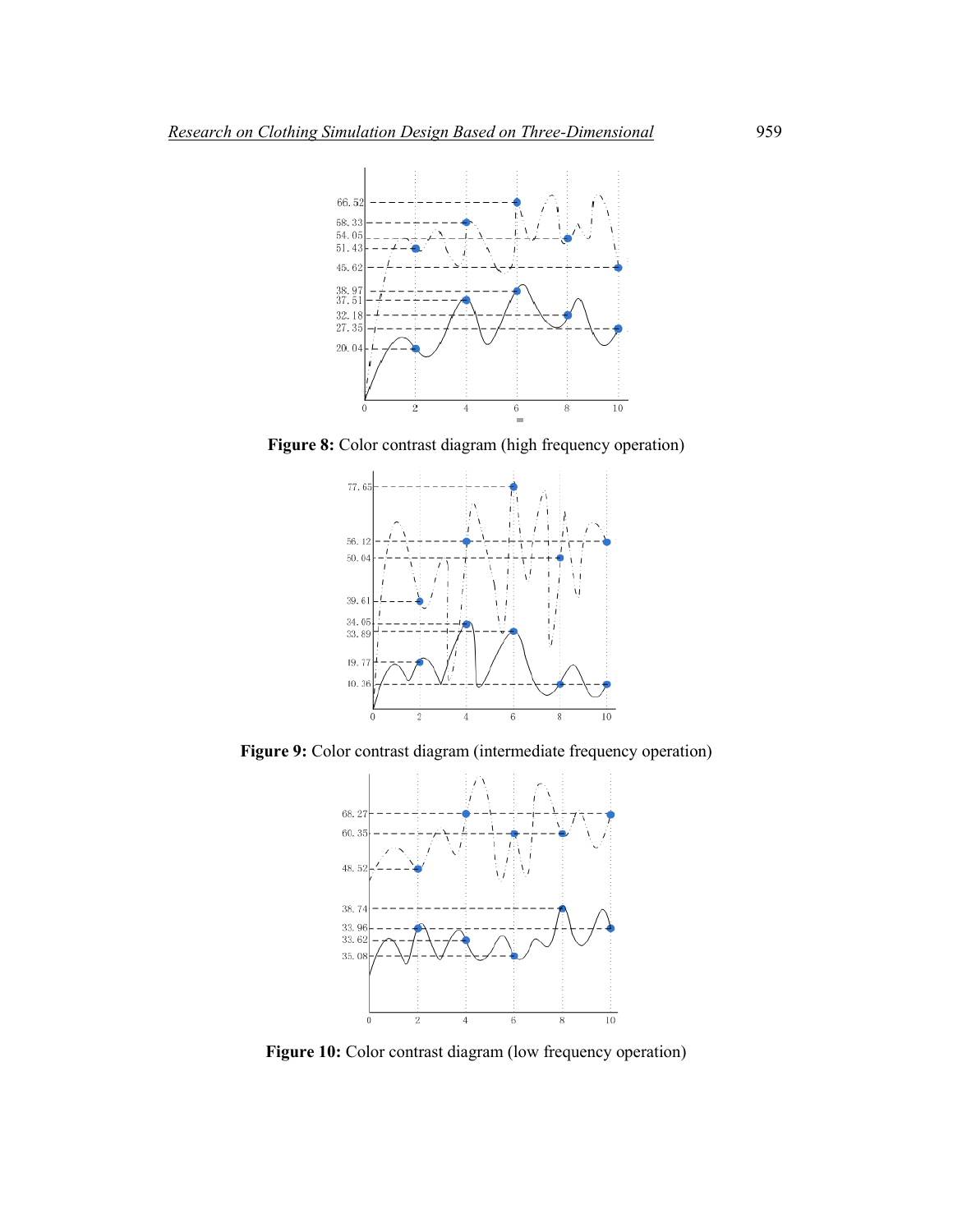Figure 8: Color contrast diagram (high frequency operation)

Figure 9: Color contrast diagram (intermediate frequency operation)

Figure 10: Color contrast diagram (low frequency operation)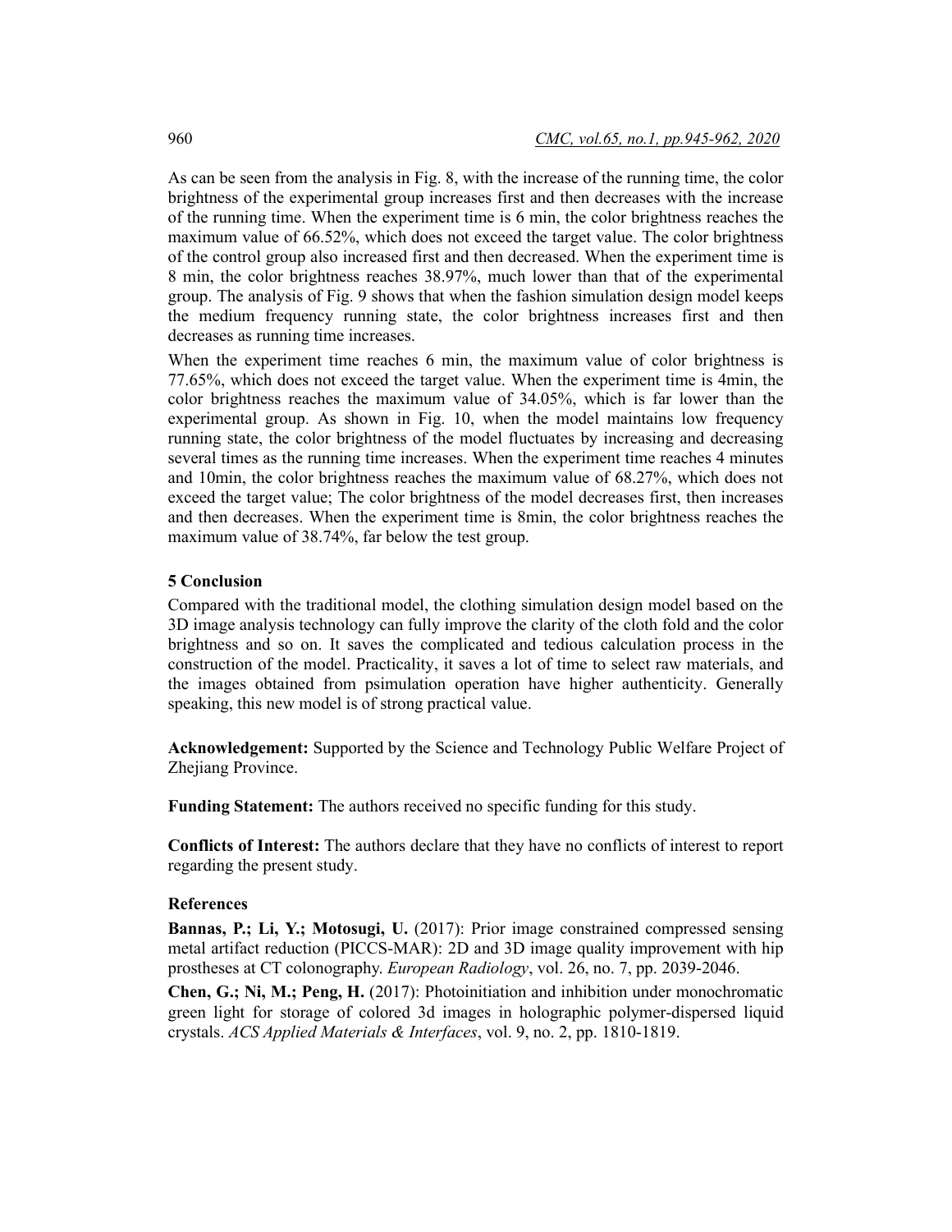As can be seen from the analysis in Fig. 8, with the increase of the running time, the color brightness of the experimental group increases first and then decreases with the increase of the running time. When the experiment time is 6 min, the color brightness reaches the maximum value of 66.52%, which does not exceed the target value. The color brightness of the control group also increased first and then decreased. When the experiment time is 8 min, the color brightness reaches 38.97%, much lower than that of the experimental group. The analysis of Fig. 9 shows that when the fashion simulation design model keeps the medium frequency running state, the color brightness increases first and then decreases as running time increases.

When the experiment time reaches 6 min, the maximum value of color brightness is 77.65%, which does not exceed the target value. When the experiment time is 4min, the color brightness reaches the maximum value of 34.05%, which is far lower than the experimental group. As shown in Fig. 10, when the model maintains low frequency running state, the color brightness of the model fluctuates by increasing and decreasing several times as the running time increases. When the experiment time reaches 4 minutes and 10min, the color brightness reaches the maximum value of 68.27%, which does not exceed the target value; The color brightness of the model decreases first, then increases and then decreases. When the experiment time is 8min, the color brightness reaches the maximum value of 38.74%, far below the test group.

## 5 Conclusion

Compared with the traditional model, the clothing simulation design model based on the 3D image analysis technology can fully improve the clarity of the cloth fold and the color brightness and so on. It saves the complicated and tedious calculation process in the construction of the model. Practicality, it saves a lot of time to select raw materials, and the images obtained from psimulation operation have higher authenticity. Generally speaking, this new model is of strong practical value.

**Acknowledgement:** Supported by the Science and Technology Public Welfare Project of Zhejiang Province.

**Funding Statement:** The authors received no specific funding for this study.

**Conflicts of Interest:** The authors declare that they have no conflicts of interest to report regarding the present study.

## References

**Bannas, P.; Li, Y.; Motosugi, U.** (2017): Prior image constrained compressed sensing metal artifact reduction (PICCS-MAR): 2D and 3D image quality improvement with hip prostheses at CT colonography. *European Radiology*, vol. 26, no. 7, pp. 2039-2046.

**Chen, G.; Ni, M.; Peng, H.** (2017): Photoinitiation and inhibition under monochromatic green light for storage of colored 3d images in holographic polymer-dispersed liquid crystals. *ACS Applied Materials & Interfaces*, vol. 9, no. 2, pp. 1810-1819.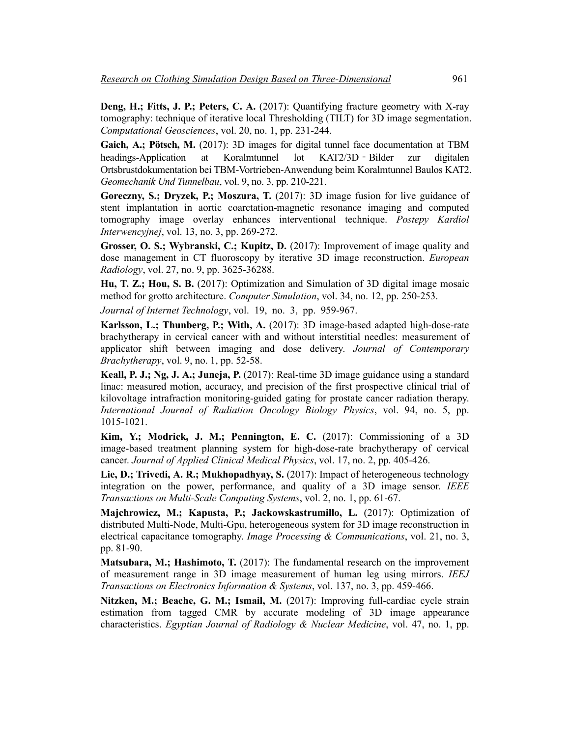**Deng, H.; Fitts, J. P.; Peters, C. A.** (2017): Quantifying fracture geometry with X-ray tomography: technique of iterative local Thresholding (TILT) for 3D image segmentation. *Computational Geosciences*, vol. 20, no. 1, pp. 231-244.

**Gaich, A.; Pötsch, M.** (2017): 3D images for digital tunnel face documentation at TBM headings-Application at Koralmtunnel lot KAT2/3D - Bilder zur digitalen Ortsbrustdokumentation bei TBM-Vortrieben-Anwendung beim Koralmtunnel Baulos KAT2. *Geomechanik Und Tunnelbau*, vol. 9, no. 3, pp. 210-221.

**Goreczny, S.; Dryzek, P.; Moszura, T.** (2017): 3D image fusion for live guidance of stent implantation in aortic coarctation-magnetic resonance imaging and computed tomography image overlay enhances interventional technique. *Postepy Kardiol Interwencyjnej*, vol. 13, no. 3, pp. 269-272.

**Grosser, O. S.; Wybranski, C.; Kupitz, D.** (2017): Improvement of image quality and dose management in CT fluoroscopy by iterative 3D image reconstruction. *European Radiology*, vol. 27, no. 9, pp. 3625-36288.

**Hu, T. Z.; Hou, S. B.** (2017): Optimization and Simulation of 3D digital image mosaic method for grotto architecture. *Computer Simulation*, vol. 34, no. 12, pp. 250-253.

**Karlsson, L.; Thunberg, P.; With, A.** (2017): 3D image-based adapted high-dose-rate brachytherapy in cervical cancer with and without interstitial needles: measurement of applicator shift between imaging and dose delivery. *Journal of Contemporary Brachytherapy*, vol. 9, no. 1, pp. 52-58.

**Keall, P. J.; Ng, J. A.; Juneja, P.** (2017): Real-time 3D image guidance using a standard linac: measured motion, accuracy, and precision of the first prospective clinical trial of kilovoltage intrafraction monitoring-guided gating for prostate cancer radiation therapy. *International Journal of Radiation Oncology Biology Physics*, vol. 94, no. 5, pp. 1015-1021.

**Kim, Y.; Modrick, J. M.; Pennington, E. C.** (2017): Commissioning of a 3D image-based treatment planning system for high-dose-rate brachytherapy of cervical cancer. *Journal of Applied Clinical Medical Physics*, vol. 17, no. 2, pp. 405-426.

**Lie, D.; Trivedi, A. R.; Mukhopadhyay, S.** (2017): Impact of heterogeneous technology integration on the power, performance, and quality of a 3D image sensor. *IEEE Transactions on Multi-Scale Computing Systems*, vol. 2, no. 1, pp. 61-67.

**Majchrowicz, M.; Kapusta, P.; Jackowskastrumiłło, L.** (2017): Optimization of distributed Multi-Node, Multi-Gpu, heterogeneous system for 3D image reconstruction in electrical capacitance tomography. *Image Processing & Communications*, vol. 21, no. 3, pp. 81-90.

**Matsubara, M.; Hashimoto, T.** (2017): The fundamental research on the improvement of measurement range in 3D image measurement of human leg using mirrors. *IEEJ Transactions on Electronics Information & Systems*, vol. 137, no. 3, pp. 459-466.

**Nitzken, M.; Beache, G. M.; Ismail, M.** (2017): Improving full-cardiac cycle strain estimation from tagged CMR by accurate modeling of 3D image appearance characteristics. *Egyptian Journal of Radiology & Nuclear Medicine*, vol. 47, no. 1, pp.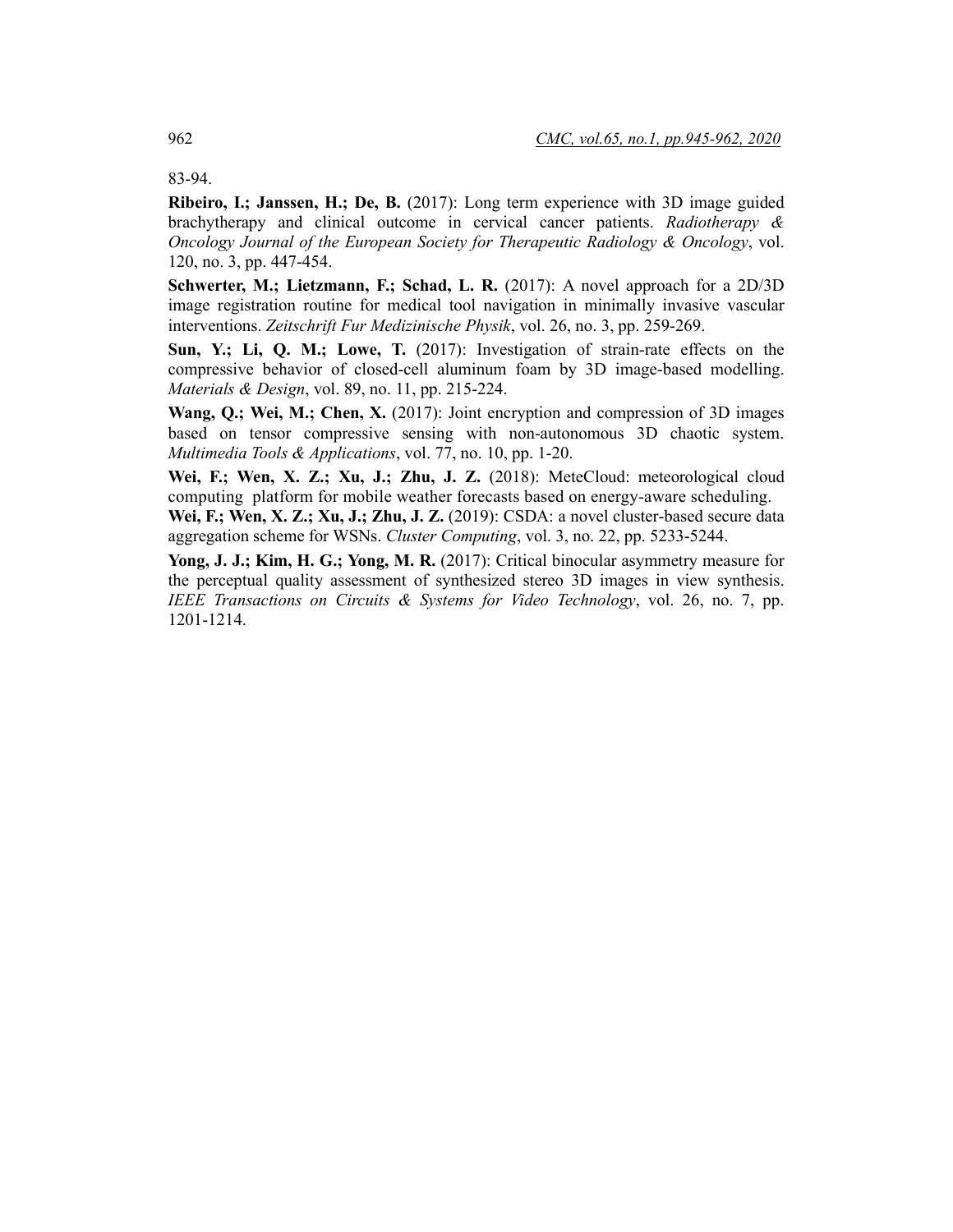83-94.

**Ribeiro, I.; Janssen, H.; De, B.** (2017): Long term experience with 3D image guided brachytherapy and clinical outcome in cervical cancer patients. *Radiotherapy & Oncology Journal of the European Society for Therapeutic Radiology & Oncology*, vol. 120, no. 3, pp. 447-454.

**Schwerter, M.; Lietzmann, F.; Schad, L. R.** (2017): A novel approach for a 2D/3D image registration routine for medical tool navigation in minimally invasive vascular interventions. *Zeitschrift Fur Medizinische Physik*, vol. 26, no. 3, pp. 259-269.

**Sun, Y.; Li, Q. M.; Lowe, T.** (2017): Investigation of strain-rate effects on the compressive behavior of closed-cell aluminum foam by 3D image-based modelling. *Materials & Design*, vol. 89, no. 11, pp. 215-224.

**Wang, Q.; Wei, M.; Chen, X.** (2017): Joint encryption and compression of 3D images based on tensor compressive sensing with non-autonomous 3D chaotic system. *Multimedia Tools & Applications*, vol. 77, no. 10, pp. 1-20.

**Wei, F.; Wen, X. Z.; Xu, J.; Zhu, J. Z.** (2018): MeteCloud: meteorological cloud computing platform for mobile weather forecasts based on energy-aware scheduling.

**Wei, F.; Wen, X. Z.; Xu, J.; Zhu, J. Z.** (2019): CSDA: a novel cluster-based secure data aggregation scheme for WSNs. *Cluster Computing*, vol. 3, no. 22, pp. 5233-5244.

**Yong, J. J.; Kim, H. G.; Yong, M. R.** (2017): Critical binocular asymmetry measure for the perceptual quality assessment of synthesized stereo 3D images in view synthesis. *IEEE Transactions on Circuits & Systems for Video Technology*, vol. 26, no. 7, pp. 1201-1214.